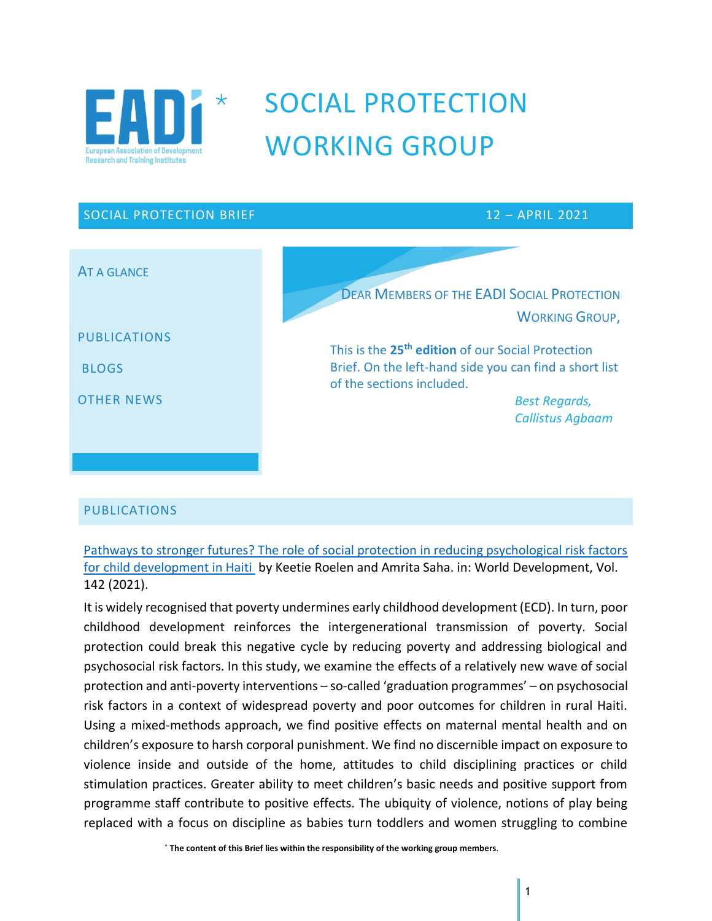# SOCIAL PROTECTION WORKING GROUP

EADI* European Association of Development Research and Training Institutes

SOCIAL PROTECTION BRIEF — 12 – APRIL 2021

**AT A GLANCE**

- PUBLICATIONS
- BLOGS
- OTHER NEWS

DEAR MEMBERS OF THE EADI SOCIAL PROTECTION WORKING GROUP,

This is the **25th edition** of our Social Protection Brief. On the left-hand side you can find a short list of the sections included.

*Best Regards,*
*Callistus Agbaam*

## PUBLICATIONS

[Pathways to stronger futures? The role of social protection in reducing psychological risk factors for child development in Haiti](#) by Keetie Roelen and Amrita Saha. in: World Development, Vol. 142 (2021).

It is widely recognised that poverty undermines early childhood development (ECD). In turn, poor childhood development reinforces the intergenerational transmission of poverty. Social protection could break this negative cycle by reducing poverty and addressing biological and psychosocial risk factors. In this study, we examine the effects of a relatively new wave of social protection and anti-poverty interventions – so-called 'graduation programmes' – on psychosocial risk factors in a context of widespread poverty and poor outcomes for children in rural Haiti. Using a mixed-methods approach, we find positive effects on maternal mental health and on children's exposure to harsh corporal punishment. We find no discernible impact on exposure to violence inside and outside of the home, attitudes to child disciplining practices or child stimulation practices. Greater ability to meet children's basic needs and positive support from programme staff contribute to positive effects. The ubiquity of violence, notions of play being replaced with a focus on discipline as babies turn toddlers and women struggling to combine

* **The content of this Brief lies within the responsibility of the working group members**.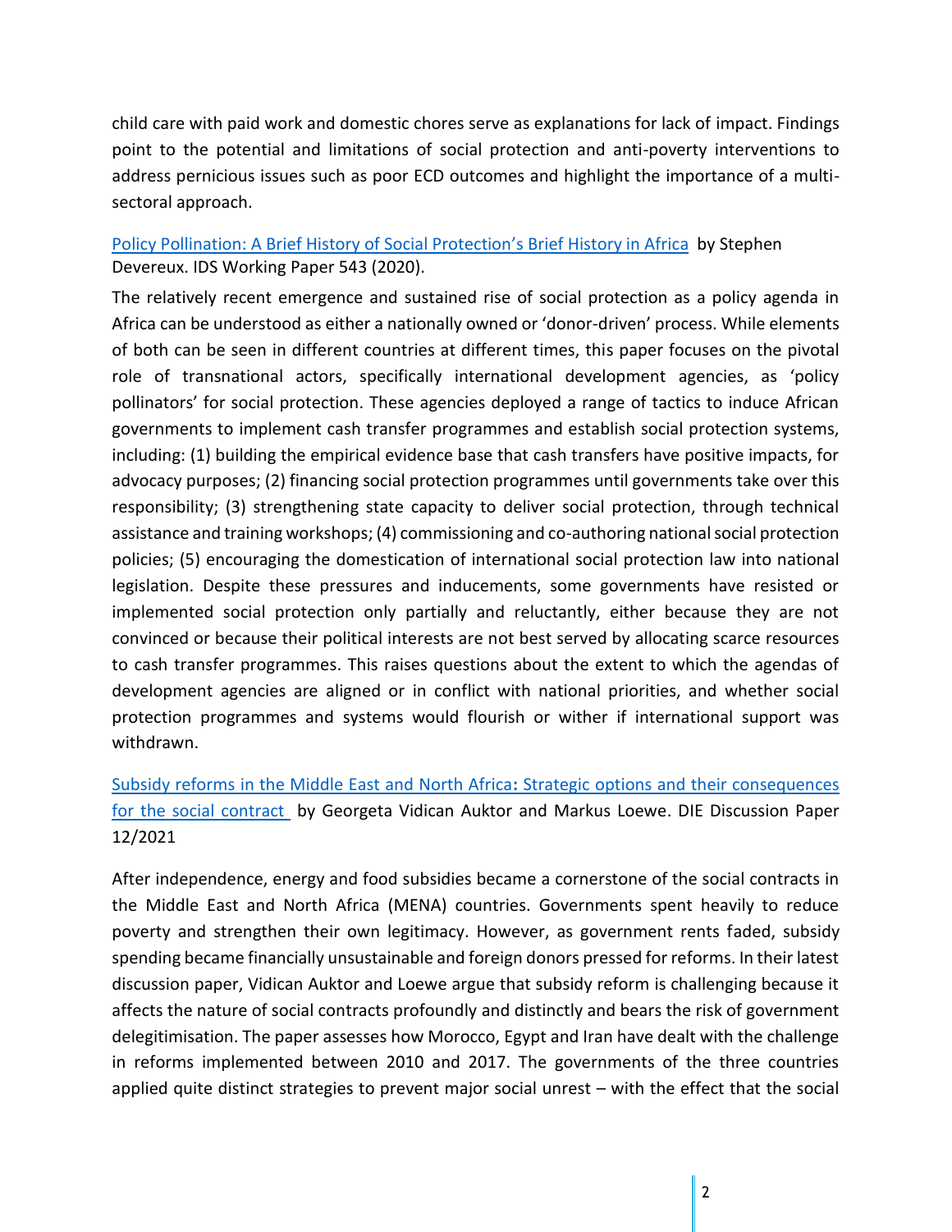child care with paid work and domestic chores serve as explanations for lack of impact. Findings point to the potential and limitations of social protection and anti-poverty interventions to address pernicious issues such as poor ECD outcomes and highlight the importance of a multi-sectoral approach.

[Policy Pollination: A Brief History of Social Protection's Brief History in Africa](#) by Stephen Devereux. IDS Working Paper 543 (2020).

The relatively recent emergence and sustained rise of social protection as a policy agenda in Africa can be understood as either a nationally owned or 'donor-driven' process. While elements of both can be seen in different countries at different times, this paper focuses on the pivotal role of transnational actors, specifically international development agencies, as 'policy pollinators' for social protection. These agencies deployed a range of tactics to induce African governments to implement cash transfer programmes and establish social protection systems, including: (1) building the empirical evidence base that cash transfers have positive impacts, for advocacy purposes; (2) financing social protection programmes until governments take over this responsibility; (3) strengthening state capacity to deliver social protection, through technical assistance and training workshops; (4) commissioning and co-authoring national social protection policies; (5) encouraging the domestication of international social protection law into national legislation. Despite these pressures and inducements, some governments have resisted or implemented social protection only partially and reluctantly, either because they are not convinced or because their political interests are not best served by allocating scarce resources to cash transfer programmes. This raises questions about the extent to which the agendas of development agencies are aligned or in conflict with national priorities, and whether social protection programmes and systems would flourish or wither if international support was withdrawn.

[Subsidy reforms in the Middle East and North Africa: Strategic options and their consequences for the social contract](#) by Georgeta Vidican Auktor and Markus Loewe. DIE Discussion Paper 12/2021

After independence, energy and food subsidies became a cornerstone of the social contracts in the Middle East and North Africa (MENA) countries. Governments spent heavily to reduce poverty and strengthen their own legitimacy. However, as government rents faded, subsidy spending became financially unsustainable and foreign donors pressed for reforms. In their latest discussion paper, Vidican Auktor and Loewe argue that subsidy reform is challenging because it affects the nature of social contracts profoundly and distinctly and bears the risk of government delegitimisation. The paper assesses how Morocco, Egypt and Iran have dealt with the challenge in reforms implemented between 2010 and 2017. The governments of the three countries applied quite distinct strategies to prevent major social unrest – with the effect that the social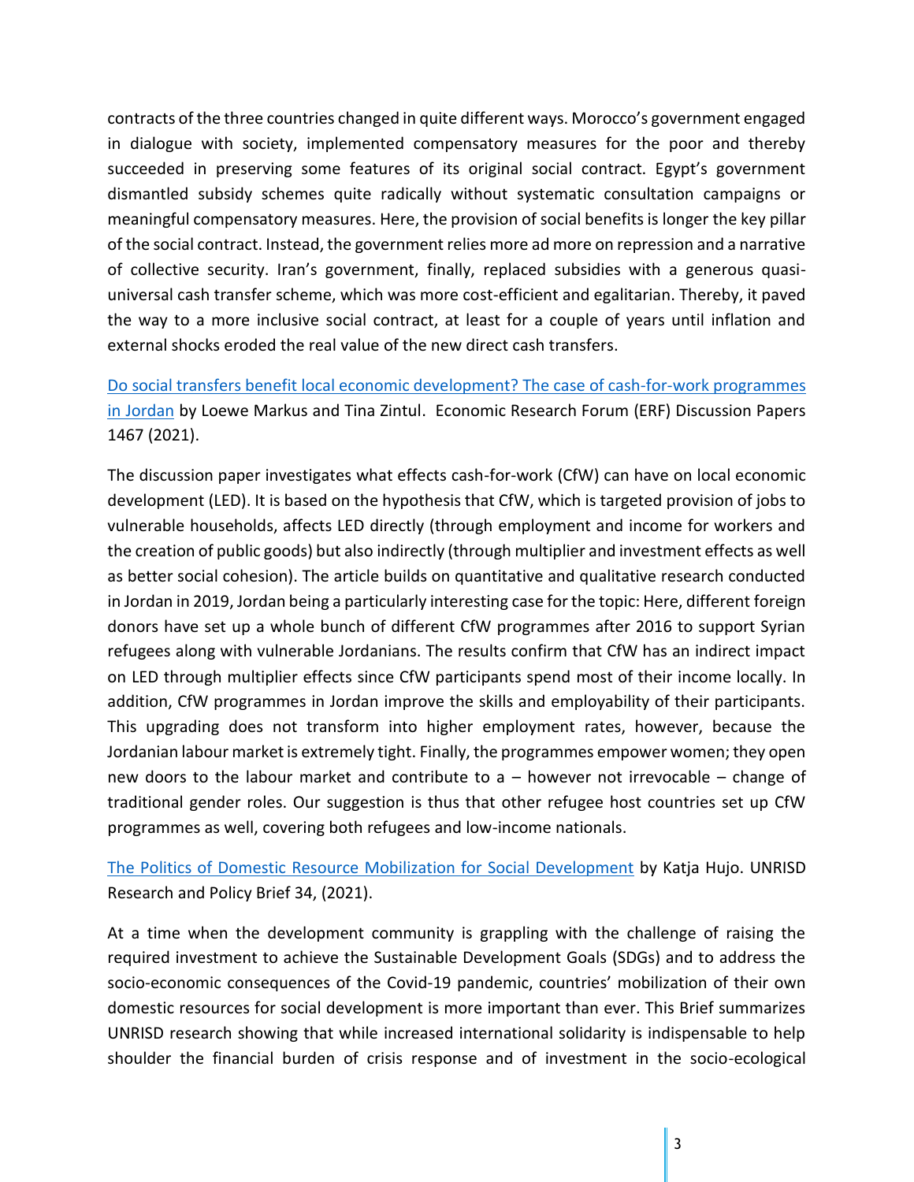contracts of the three countries changed in quite different ways. Morocco's government engaged in dialogue with society, implemented compensatory measures for the poor and thereby succeeded in preserving some features of its original social contract. Egypt's government dismantled subsidy schemes quite radically without systematic consultation campaigns or meaningful compensatory measures. Here, the provision of social benefits is longer the key pillar of the social contract. Instead, the government relies more ad more on repression and a narrative of collective security. Iran's government, finally, replaced subsidies with a generous quasi-universal cash transfer scheme, which was more cost-efficient and egalitarian. Thereby, it paved the way to a more inclusive social contract, at least for a couple of years until inflation and external shocks eroded the real value of the new direct cash transfers.

[Do social transfers benefit local economic development? The case of cash-for-work programmes in Jordan] by Loewe Markus and Tina Zintul. Economic Research Forum (ERF) Discussion Papers 1467 (2021).

The discussion paper investigates what effects cash-for-work (CfW) can have on local economic development (LED). It is based on the hypothesis that CfW, which is targeted provision of jobs to vulnerable households, affects LED directly (through employment and income for workers and the creation of public goods) but also indirectly (through multiplier and investment effects as well as better social cohesion). The article builds on quantitative and qualitative research conducted in Jordan in 2019, Jordan being a particularly interesting case for the topic: Here, different foreign donors have set up a whole bunch of different CfW programmes after 2016 to support Syrian refugees along with vulnerable Jordanians. The results confirm that CfW has an indirect impact on LED through multiplier effects since CfW participants spend most of their income locally. In addition, CfW programmes in Jordan improve the skills and employability of their participants. This upgrading does not transform into higher employment rates, however, because the Jordanian labour market is extremely tight. Finally, the programmes empower women; they open new doors to the labour market and contribute to a – however not irrevocable – change of traditional gender roles. Our suggestion is thus that other refugee host countries set up CfW programmes as well, covering both refugees and low-income nationals.

[The Politics of Domestic Resource Mobilization for Social Development] by Katja Hujo. UNRISD Research and Policy Brief 34, (2021).

At a time when the development community is grappling with the challenge of raising the required investment to achieve the Sustainable Development Goals (SDGs) and to address the socio-economic consequences of the Covid-19 pandemic, countries' mobilization of their own domestic resources for social development is more important than ever. This Brief summarizes UNRISD research showing that while increased international solidarity is indispensable to help shoulder the financial burden of crisis response and of investment in the socio-ecological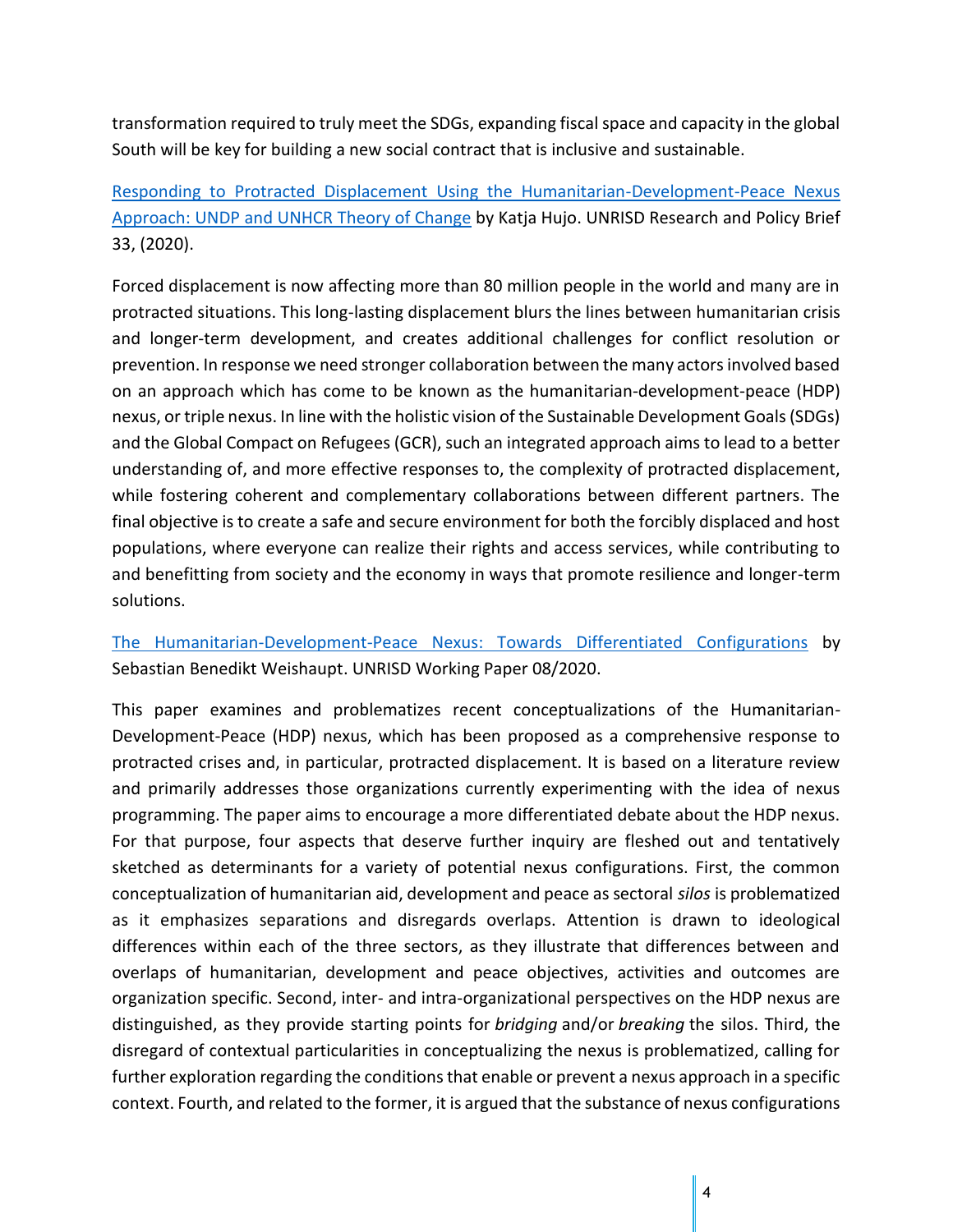transformation required to truly meet the SDGs, expanding fiscal space and capacity in the global South will be key for building a new social contract that is inclusive and sustainable.

Responding to Protracted Displacement Using the Humanitarian-Development-Peace Nexus Approach: UNDP and UNHCR Theory of Change by Katja Hujo. UNRISD Research and Policy Brief 33, (2020).

Forced displacement is now affecting more than 80 million people in the world and many are in protracted situations. This long-lasting displacement blurs the lines between humanitarian crisis and longer-term development, and creates additional challenges for conflict resolution or prevention. In response we need stronger collaboration between the many actors involved based on an approach which has come to be known as the humanitarian-development-peace (HDP) nexus, or triple nexus. In line with the holistic vision of the Sustainable Development Goals (SDGs) and the Global Compact on Refugees (GCR), such an integrated approach aims to lead to a better understanding of, and more effective responses to, the complexity of protracted displacement, while fostering coherent and complementary collaborations between different partners. The final objective is to create a safe and secure environment for both the forcibly displaced and host populations, where everyone can realize their rights and access services, while contributing to and benefitting from society and the economy in ways that promote resilience and longer-term solutions.

The Humanitarian-Development-Peace Nexus: Towards Differentiated Configurations by Sebastian Benedikt Weishaupt. UNRISD Working Paper 08/2020.

This paper examines and problematizes recent conceptualizations of the Humanitarian-Development-Peace (HDP) nexus, which has been proposed as a comprehensive response to protracted crises and, in particular, protracted displacement. It is based on a literature review and primarily addresses those organizations currently experimenting with the idea of nexus programming. The paper aims to encourage a more differentiated debate about the HDP nexus. For that purpose, four aspects that deserve further inquiry are fleshed out and tentatively sketched as determinants for a variety of potential nexus configurations. First, the common conceptualization of humanitarian aid, development and peace as sectoral *silos* is problematized as it emphasizes separations and disregards overlaps. Attention is drawn to ideological differences within each of the three sectors, as they illustrate that differences between and overlaps of humanitarian, development and peace objectives, activities and outcomes are organization specific. Second, inter- and intra-organizational perspectives on the HDP nexus are distinguished, as they provide starting points for *bridging* and/or *breaking* the silos. Third, the disregard of contextual particularities in conceptualizing the nexus is problematized, calling for further exploration regarding the conditions that enable or prevent a nexus approach in a specific context. Fourth, and related to the former, it is argued that the substance of nexus configurations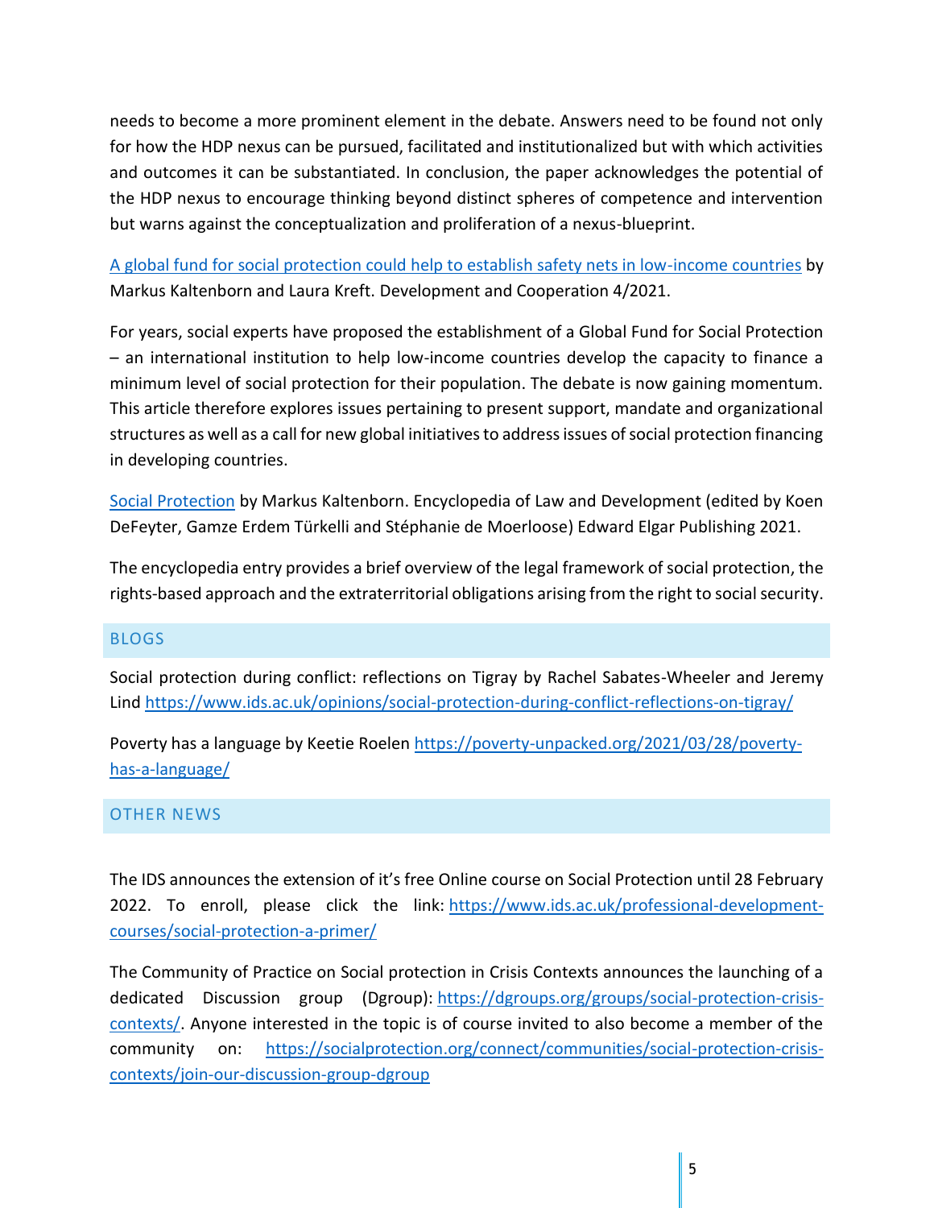needs to become a more prominent element in the debate. Answers need to be found not only for how the HDP nexus can be pursued, facilitated and institutionalized but with which activities and outcomes it can be substantiated. In conclusion, the paper acknowledges the potential of the HDP nexus to encourage thinking beyond distinct spheres of competence and intervention but warns against the conceptualization and proliferation of a nexus-blueprint.

A global fund for social protection could help to establish safety nets in low-income countries by Markus Kaltenborn and Laura Kreft. Development and Cooperation 4/2021.

For years, social experts have proposed the establishment of a Global Fund for Social Protection – an international institution to help low-income countries develop the capacity to finance a minimum level of social protection for their population. The debate is now gaining momentum. This article therefore explores issues pertaining to present support, mandate and organizational structures as well as a call for new global initiatives to address issues of social protection financing in developing countries.

Social Protection by Markus Kaltenborn. Encyclopedia of Law and Development (edited by Koen DeFeyter, Gamze Erdem Türkelli and Stéphanie de Moerloose) Edward Elgar Publishing 2021.

The encyclopedia entry provides a brief overview of the legal framework of social protection, the rights-based approach and the extraterritorial obligations arising from the right to social security.

## BLOGS

Social protection during conflict: reflections on Tigray by Rachel Sabates-Wheeler and Jeremy Lind https://www.ids.ac.uk/opinions/social-protection-during-conflict-reflections-on-tigray/

Poverty has a language by Keetie Roelen https://poverty-unpacked.org/2021/03/28/poverty-has-a-language/

## OTHER NEWS

The IDS announces the extension of it's free Online course on Social Protection until 28 February 2022. To enroll, please click the link: https://www.ids.ac.uk/professional-development-courses/social-protection-a-primer/

The Community of Practice on Social protection in Crisis Contexts announces the launching of a dedicated Discussion group (Dgroup): https://dgroups.org/groups/social-protection-crisis-contexts/. Anyone interested in the topic is of course invited to also become a member of the community on: https://socialprotection.org/connect/communities/social-protection-crisis-contexts/join-our-discussion-group-dgroup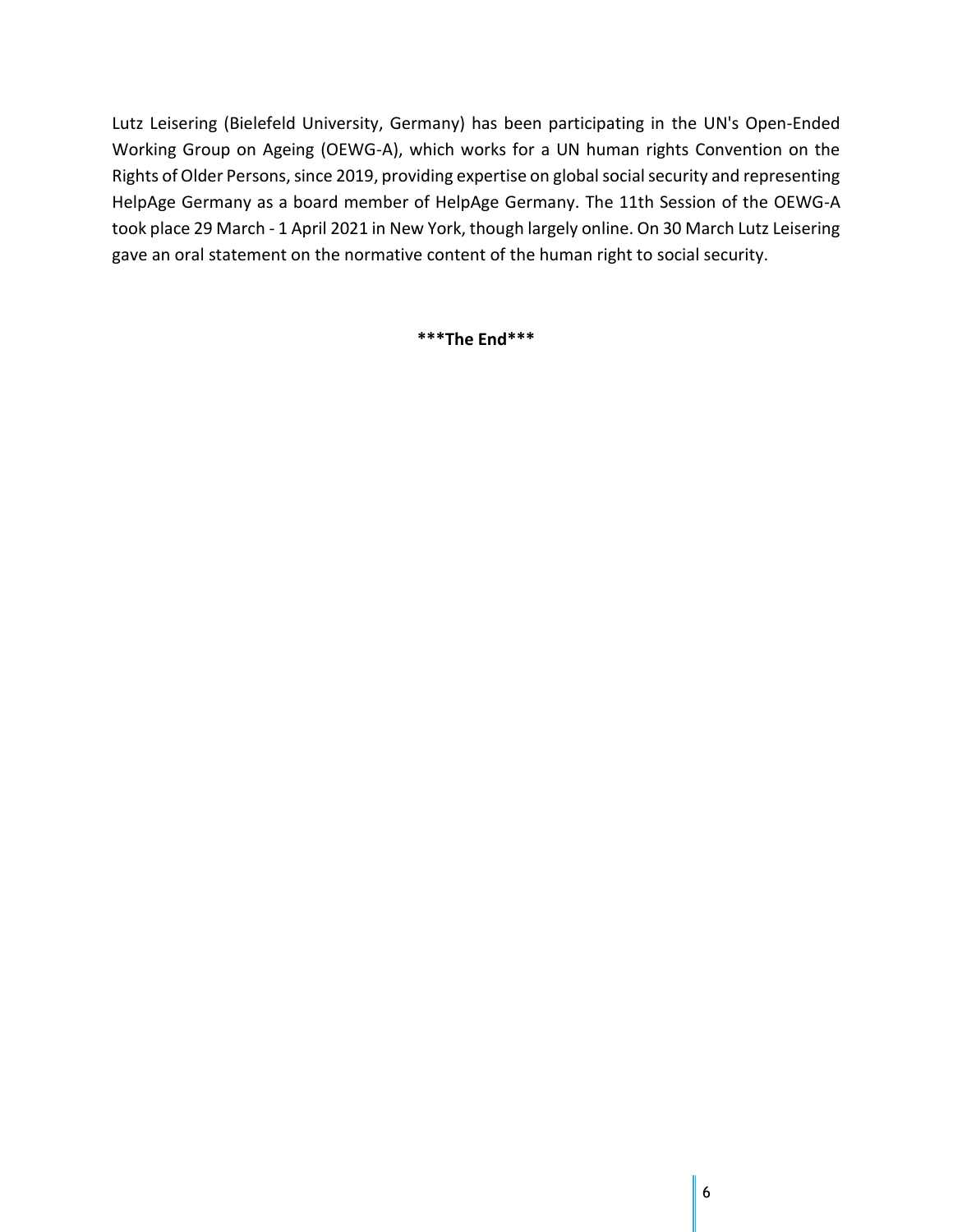Lutz Leisering (Bielefeld University, Germany) has been participating in the UN's Open-Ended Working Group on Ageing (OEWG-A), which works for a UN human rights Convention on the Rights of Older Persons, since 2019, providing expertise on global social security and representing HelpAge Germany as a board member of HelpAge Germany. The 11th Session of the OEWG-A took place 29 March - 1 April 2021 in New York, though largely online. On 30 March Lutz Leisering gave an oral statement on the normative content of the human right to social security.

**\*\*\*The End\*\*\***